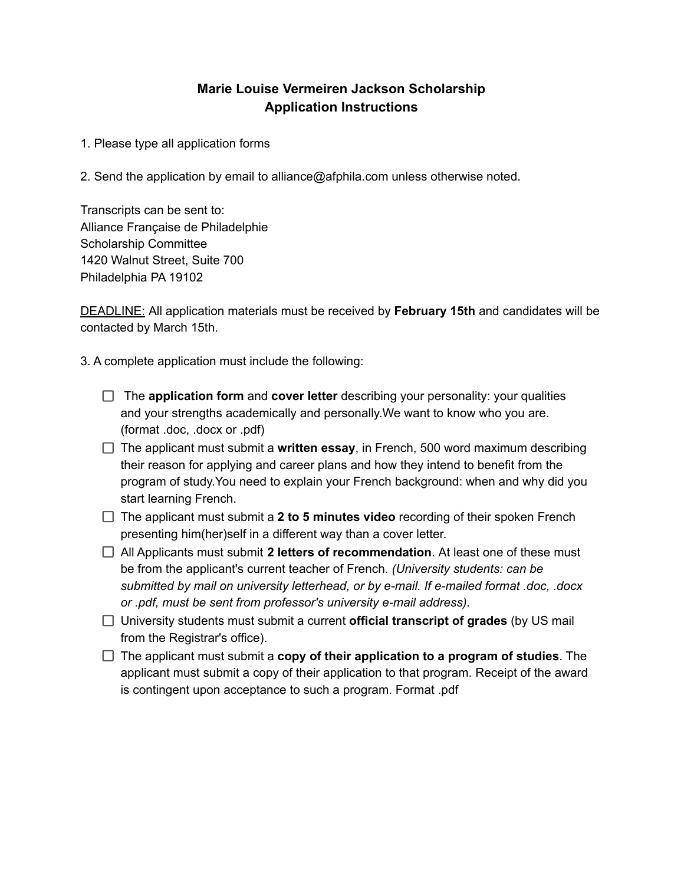# Marie Louise Vermeiren Jackson Scholarship
## Application Instructions

1. Please type all application forms

2. Send the application by email to alliance@afphila.com unless otherwise noted.

Transcripts can be sent to:
Alliance Française de Philadelphie
Scholarship Committee
1420 Walnut Street, Suite 700
Philadelphia PA 19102

<u>DEADLINE:</u> All application materials must be received by **February 15th** and candidates will be contacted by March 15th.

3. A complete application must include the following:

- [ ] The **application form** and **cover letter** describing your personality: your qualities and your strengths academically and personally.We want to know who you are. (format .doc, .docx or .pdf)
- [ ] The applicant must submit a **written essay**, in French, 500 word maximum describing their reason for applying and career plans and how they intend to benefit from the program of study.You need to explain your French background: when and why did you start learning French.
- [ ] The applicant must submit a **2 to 5 minutes video** recording of their spoken French presenting him(her)self in a different way than a cover letter.
- [ ] All Applicants must submit **2 letters of recommendation**. At least one of these must be from the applicant's current teacher of French. *(University students: can be submitted by mail on university letterhead, or by e-mail. If e-mailed format .doc, .docx or .pdf, must be sent from professor's university e-mail address).*
- [ ] University students must submit a current **official transcript of grades** (by US mail from the Registrar's office).
- [ ] The applicant must submit a **copy of their application to a program of studies**. The applicant must submit a copy of their application to that program. Receipt of the award is contingent upon acceptance to such a program. Format .pdf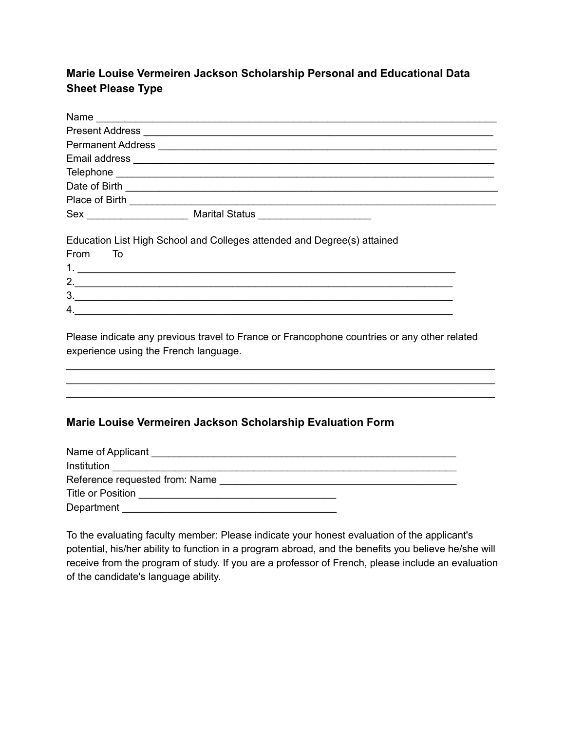**Marie Louise Vermeiren Jackson Scholarship Personal and Educational Data Sheet Please Type**

Name ___________________________________________________________________________
Present Address ________________________________________________________________
Permanent Address ______________________________________________________________
Email address __________________________________________________________________
Telephone _____________________________________________________________________
Date of Birth __________________________________________________________________
Place of Birth _________________________________________________________________
Sex __________________ Marital Status ____________________

Education List High School and Colleges attended and Degree(s) attained
From To
1. ______________________________________________________________________
2.______________________________________________________________________
3.______________________________________________________________________
4.______________________________________________________________________

Please indicate any previous travel to France or Francophone countries or any other related experience using the French language.

_____________________________________________________________________________
_____________________________________________________________________________
_____________________________________________________________________________

**Marie Louise Vermeiren Jackson Scholarship Evaluation Form**

Name of Applicant ________________________________________________________
Institution ______________________________________________________________
Reference requested from: Name ____________________________________________
Title or Position ___________________________________
Department ______________________________________

To the evaluating faculty member: Please indicate your honest evaluation of the applicant's potential, his/her ability to function in a program abroad, and the benefits you believe he/she will receive from the program of study. If you are a professor of French, please include an evaluation of the candidate's language ability.